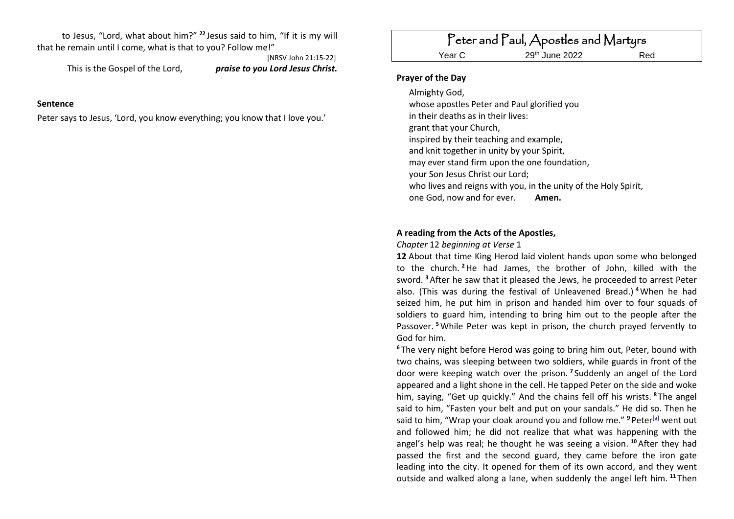to Jesus, "Lord, what about him?" **22** Jesus said to him, "If it is my will that he remain until I come, what is that to you? Follow me!"

[NRSV John 21:15-22]

This is the Gospel of the Lord, ***praise to you Lord Jesus Christ.***

**Sentence**

Peter says to Jesus, 'Lord, you know everything; you know that I love you.'

# Peter and Paul, Apostles and Martyrs

Year C | 29th June 2022 | Red

**Prayer of the Day**

Almighty God,
whose apostles Peter and Paul glorified you
in their deaths as in their lives:
grant that your Church,
inspired by their teaching and example,
and knit together in unity by your Spirit,
may ever stand firm upon the one foundation,
your Son Jesus Christ our Lord;
who lives and reigns with you, in the unity of the Holy Spirit,
one God, now and for ever. **Amen.**

**A reading from the Acts of the Apostles,**

*Chapter* 12 *beginning at Verse* 1

**12** About that time King Herod laid violent hands upon some who belonged to the church. **2** He had James, the brother of John, killed with the sword. **3** After he saw that it pleased the Jews, he proceeded to arrest Peter also. (This was during the festival of Unleavened Bread.) **4** When he had seized him, he put him in prison and handed him over to four squads of soldiers to guard him, intending to bring him out to the people after the Passover. **5** While Peter was kept in prison, the church prayed fervently to God for him.

**6** The very night before Herod was going to bring him out, Peter, bound with two chains, was sleeping between two soldiers, while guards in front of the door were keeping watch over the prison. **7** Suddenly an angel of the Lord appeared and a light shone in the cell. He tapped Peter on the side and woke him, saying, "Get up quickly." And the chains fell off his wrists. **8** The angel said to him, "Fasten your belt and put on your sandals." He did so. Then he said to him, "Wrap your cloak around you and follow me." **9** Peter[a] went out and followed him; he did not realize that what was happening with the angel's help was real; he thought he was seeing a vision. **10** After they had passed the first and the second guard, they came before the iron gate leading into the city. It opened for them of its own accord, and they went outside and walked along a lane, when suddenly the angel left him. **11** Then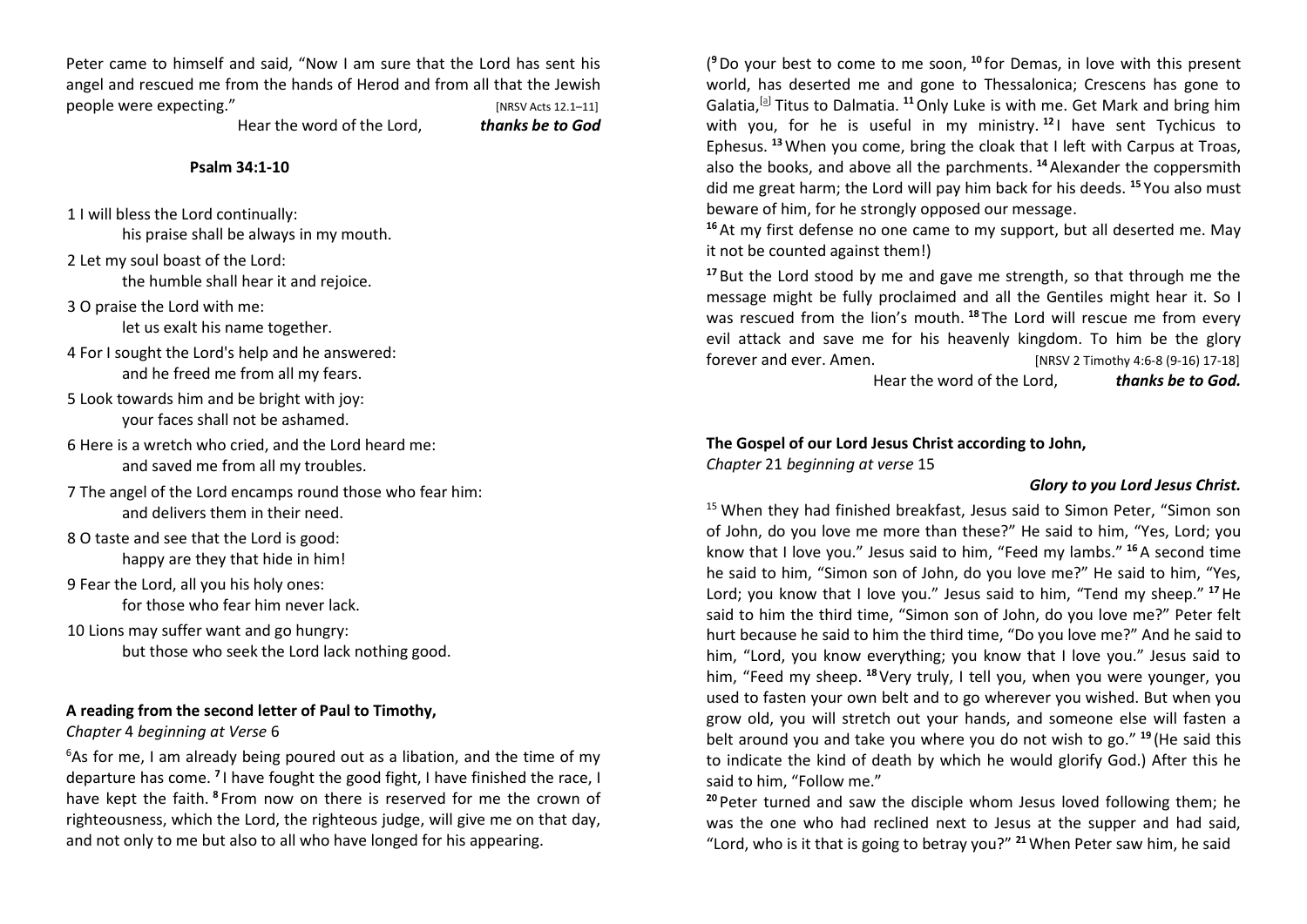Peter came to himself and said, "Now I am sure that the Lord has sent his angel and rescued me from the hands of Herod and from all that the Jewish people were expecting." [NRSV Acts 12.1–11]

Hear the word of the Lord, ***thanks be to God***

**Psalm 34:1-10**

1 I will bless the Lord continually:
his praise shall be always in my mouth.

2 Let my soul boast of the Lord:
the humble shall hear it and rejoice.

3 O praise the Lord with me:
let us exalt his name together.

4 For I sought the Lord's help and he answered:
and he freed me from all my fears.

5 Look towards him and be bright with joy:
your faces shall not be ashamed.

6 Here is a wretch who cried, and the Lord heard me:
and saved me from all my troubles.

7 The angel of the Lord encamps round those who fear him:
and delivers them in their need.

8 O taste and see that the Lord is good:
happy are they that hide in him!

9 Fear the Lord, all you his holy ones:
for those who fear him never lack.

10 Lions may suffer want and go hungry:
but those who seek the Lord lack nothing good.

**A reading from the second letter of Paul to Timothy,**
*Chapter* 4 *beginning at Verse* 6

6 As for me, I am already being poured out as a libation, and the time of my departure has come. **7** I have fought the good fight, I have finished the race, I have kept the faith. **8** From now on there is reserved for me the crown of righteousness, which the Lord, the righteous judge, will give me on that day, and not only to me but also to all who have longed for his appearing.

(**9** Do your best to come to me soon, **10** for Demas, in love with this present world, has deserted me and gone to Thessalonica; Crescens has gone to Galatia,[a] Titus to Dalmatia. **11** Only Luke is with me. Get Mark and bring him with you, for he is useful in my ministry. **12** I have sent Tychicus to Ephesus. **13** When you come, bring the cloak that I left with Carpus at Troas, also the books, and above all the parchments. **14** Alexander the coppersmith did me great harm; the Lord will pay him back for his deeds. **15** You also must beware of him, for he strongly opposed our message.

**16** At my first defense no one came to my support, but all deserted me. May it not be counted against them!)

**17** But the Lord stood by me and gave me strength, so that through me the message might be fully proclaimed and all the Gentiles might hear it. So I was rescued from the lion's mouth. **18** The Lord will rescue me from every evil attack and save me for his heavenly kingdom. To him be the glory forever and ever. Amen. [NRSV 2 Timothy 4:6-8 (9-16) 17-18]

Hear the word of the Lord, ***thanks be to God.***

**The Gospel of our Lord Jesus Christ according to John,**
*Chapter* 21 *beginning at verse* 15

***Glory to you Lord Jesus Christ.***

15 When they had finished breakfast, Jesus said to Simon Peter, "Simon son of John, do you love me more than these?" He said to him, "Yes, Lord; you know that I love you." Jesus said to him, "Feed my lambs." **16** A second time he said to him, "Simon son of John, do you love me?" He said to him, "Yes, Lord; you know that I love you." Jesus said to him, "Tend my sheep." **17** He said to him the third time, "Simon son of John, do you love me?" Peter felt hurt because he said to him the third time, "Do you love me?" And he said to him, "Lord, you know everything; you know that I love you." Jesus said to him, "Feed my sheep. **18** Very truly, I tell you, when you were younger, you used to fasten your own belt and to go wherever you wished. But when you grow old, you will stretch out your hands, and someone else will fasten a belt around you and take you where you do not wish to go." **19** (He said this to indicate the kind of death by which he would glorify God.) After this he said to him, "Follow me."

**20** Peter turned and saw the disciple whom Jesus loved following them; he was the one who had reclined next to Jesus at the supper and had said, "Lord, who is it that is going to betray you?" **21** When Peter saw him, he said